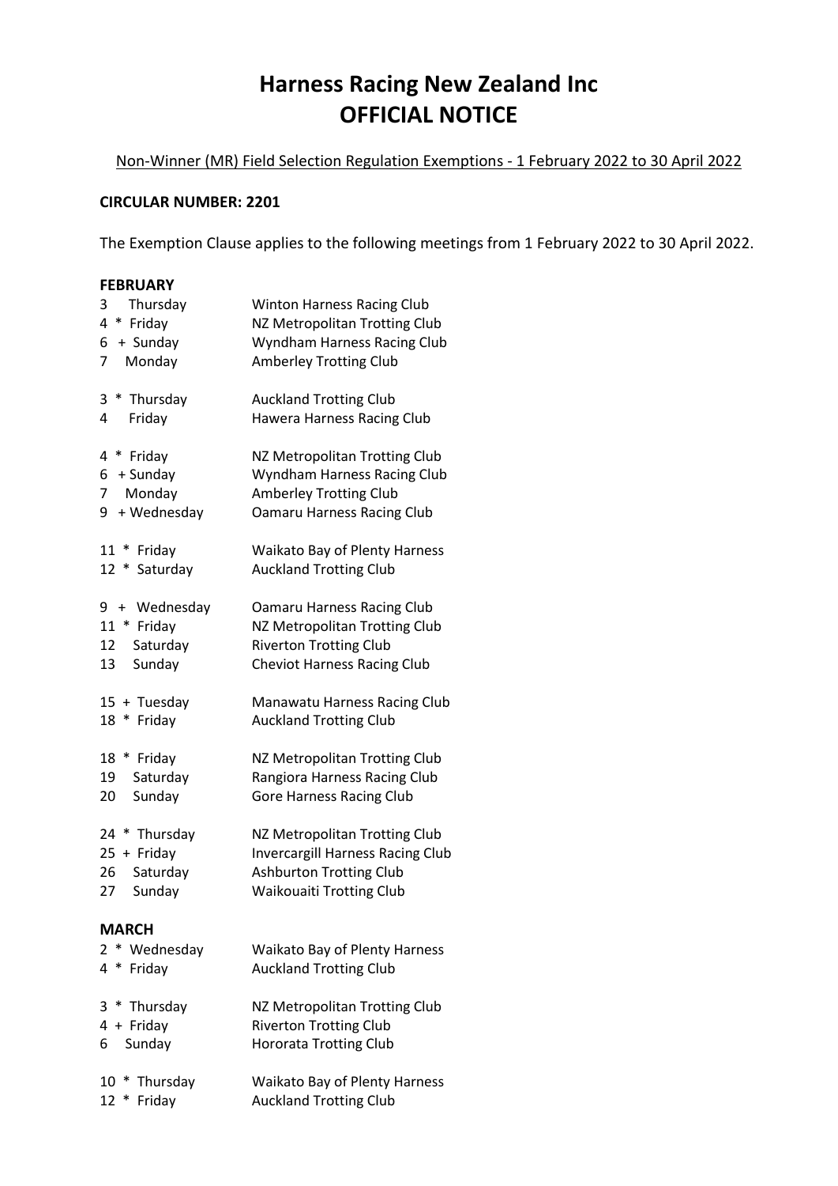# Harness Racing New Zealand Inc
# OFFICIAL NOTICE

Non-Winner (MR) Field Selection Regulation Exemptions - 1 February 2022 to 30 April 2022

**CIRCULAR NUMBER: 2201**

The Exemption Clause applies to the following meetings from 1 February 2022 to 30 April 2022.

**FEBRUARY**

| | |
|---|---|
| 3 Thursday | Winton Harness Racing Club |
| 4 * Friday | NZ Metropolitan Trotting Club |
| 6 + Sunday | Wyndham Harness Racing Club |
| 7 Monday | Amberley Trotting Club |

| | |
|---|---|
| 3 * Thursday | Auckland Trotting Club |
| 4 Friday | Hawera Harness Racing Club |

| | |
|---|---|
| 4 * Friday | NZ Metropolitan Trotting Club |
| 6 + Sunday | Wyndham Harness Racing Club |
| 7 Monday | Amberley Trotting Club |
| 9 + Wednesday | Oamaru Harness Racing Club |

| | |
|---|---|
| 11 * Friday | Waikato Bay of Plenty Harness |
| 12 * Saturday | Auckland Trotting Club |

| | |
|---|---|
| 9 + Wednesday | Oamaru Harness Racing Club |
| 11 * Friday | NZ Metropolitan Trotting Club |
| 12 Saturday | Riverton Trotting Club |
| 13 Sunday | Cheviot Harness Racing Club |

| | |
|---|---|
| 15 + Tuesday | Manawatu Harness Racing Club |
| 18 * Friday | Auckland Trotting Club |

| | |
|---|---|
| 18 * Friday | NZ Metropolitan Trotting Club |
| 19 Saturday | Rangiora Harness Racing Club |
| 20 Sunday | Gore Harness Racing Club |

| | |
|---|---|
| 24 * Thursday | NZ Metropolitan Trotting Club |
| 25 + Friday | Invercargill Harness Racing Club |
| 26 Saturday | Ashburton Trotting Club |
| 27 Sunday | Waikouaiti Trotting Club |

**MARCH**

| | |
|---|---|
| 2 * Wednesday | Waikato Bay of Plenty Harness |
| 4 * Friday | Auckland Trotting Club |

| | |
|---|---|
| 3 * Thursday | NZ Metropolitan Trotting Club |
| 4 + Friday | Riverton Trotting Club |
| 6 Sunday | Hororata Trotting Club |

| | |
|---|---|
| 10 * Thursday | Waikato Bay of Plenty Harness |
| 12 * Friday | Auckland Trotting Club |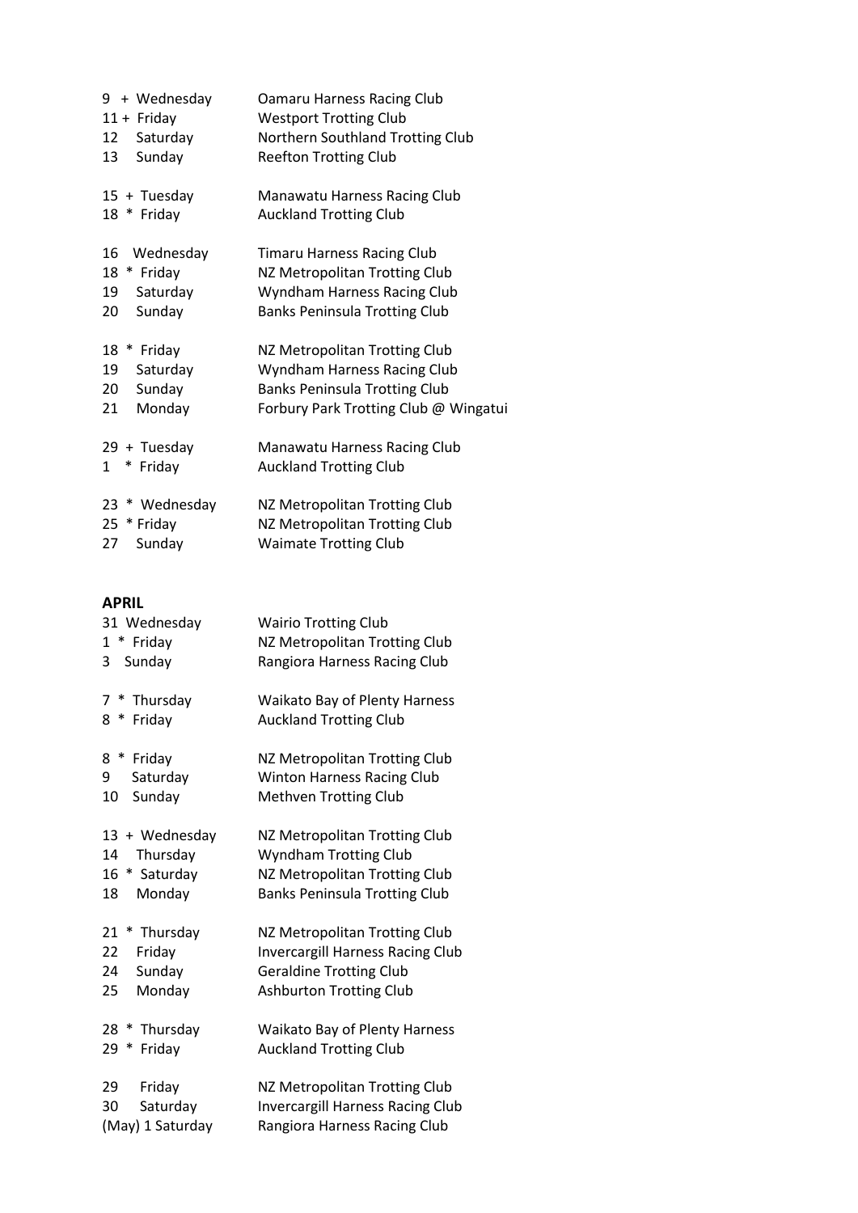9 + Wednesday Oamaru Harness Racing Club
11 + Friday Westport Trotting Club
12 Saturday Northern Southland Trotting Club
13 Sunday Reefton Trotting Club

15 + Tuesday Manawatu Harness Racing Club
18 * Friday Auckland Trotting Club

16 Wednesday Timaru Harness Racing Club
18 * Friday NZ Metropolitan Trotting Club
19 Saturday Wyndham Harness Racing Club
20 Sunday Banks Peninsula Trotting Club

18 * Friday NZ Metropolitan Trotting Club
19 Saturday Wyndham Harness Racing Club
20 Sunday Banks Peninsula Trotting Club
21 Monday Forbury Park Trotting Club @ Wingatui

29 + Tuesday Manawatu Harness Racing Club
1 * Friday Auckland Trotting Club

23 * Wednesday NZ Metropolitan Trotting Club
25 * Friday NZ Metropolitan Trotting Club
27 Sunday Waimate Trotting Club

**APRIL**

31 Wednesday Wairio Trotting Club
1 * Friday NZ Metropolitan Trotting Club
3 Sunday Rangiora Harness Racing Club

7 * Thursday Waikato Bay of Plenty Harness
8 * Friday Auckland Trotting Club

8 * Friday NZ Metropolitan Trotting Club
9 Saturday Winton Harness Racing Club
10 Sunday Methven Trotting Club

13 + Wednesday NZ Metropolitan Trotting Club
14 Thursday Wyndham Trotting Club
16 * Saturday NZ Metropolitan Trotting Club
18 Monday Banks Peninsula Trotting Club

21 * Thursday NZ Metropolitan Trotting Club
22 Friday Invercargill Harness Racing Club
24 Sunday Geraldine Trotting Club
25 Monday Ashburton Trotting Club

28 * Thursday Waikato Bay of Plenty Harness
29 * Friday Auckland Trotting Club

29 Friday NZ Metropolitan Trotting Club
30 Saturday Invercargill Harness Racing Club
(May) 1 Saturday Rangiora Harness Racing Club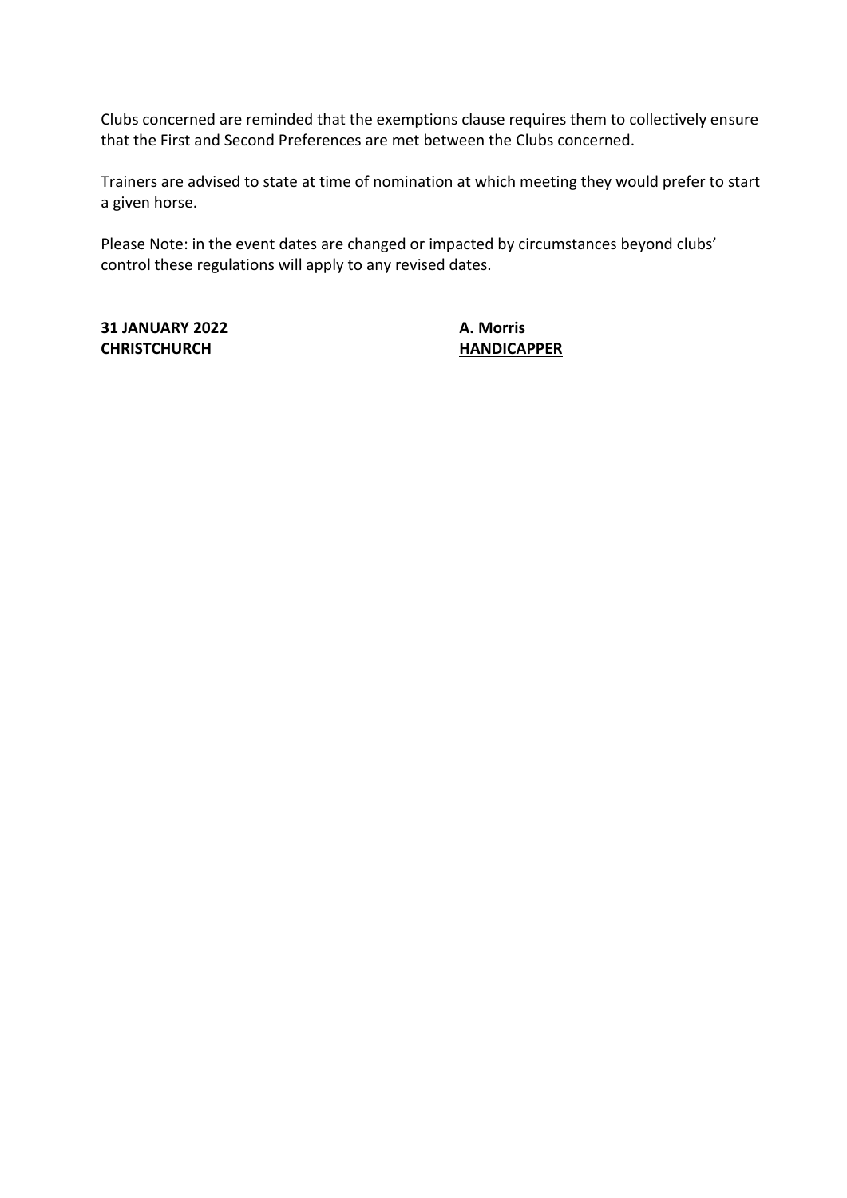Clubs concerned are reminded that the exemptions clause requires them to collectively ensure that the First and Second Preferences are met between the Clubs concerned.

Trainers are advised to state at time of nomination at which meeting they would prefer to start a given horse.

Please Note: in the event dates are changed or impacted by circumstances beyond clubs' control these regulations will apply to any revised dates.

**31 JANUARY 2022**
**CHRISTCHURCH**

**A. Morris**
**HANDICAPPER**